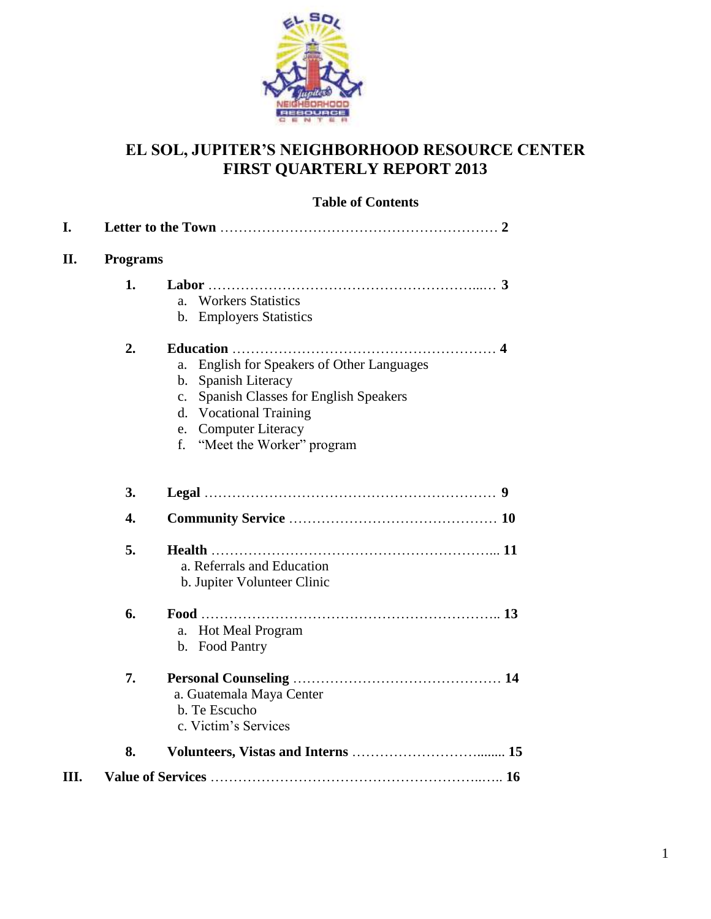# EL SOL, JUPITER'S NEIGHBORHOOD RESOURCE CENTER FIRST QUARTERLY REPORT 2013

## Table of Contents

**I. Letter to the Town** ………………………………………………… **2**

**II. Programs**

1. **Labor** ………………………………………………… **3**
   a. Workers Statistics
   b. Employers Statistics

2. **Education** ………………………………………………… **4**
   a. English for Speakers of Other Languages
   b. Spanish Literacy
   c. Spanish Classes for English Speakers
   d. Vocational Training
   e. Computer Literacy
   f. "Meet the Worker" program

3. **Legal** ………………………………………………… **9**

4. **Community Service** ………………………………………… **10**

5. **Health** ………………………………………………… **11**
   a. Referrals and Education
   b. Jupiter Volunteer Clinic

6. **Food** ………………………………………………… **13**
   a. Hot Meal Program
   b. Food Pantry

7. **Personal Counseling** ………………………………………… **14**
   a. Guatemala Maya Center
   b. Te Escucho
   c. Victim's Services

8. **Volunteers, Vistas and Interns** ……………………………… **15**

**III. Value of Services** ………………………………………………… **16**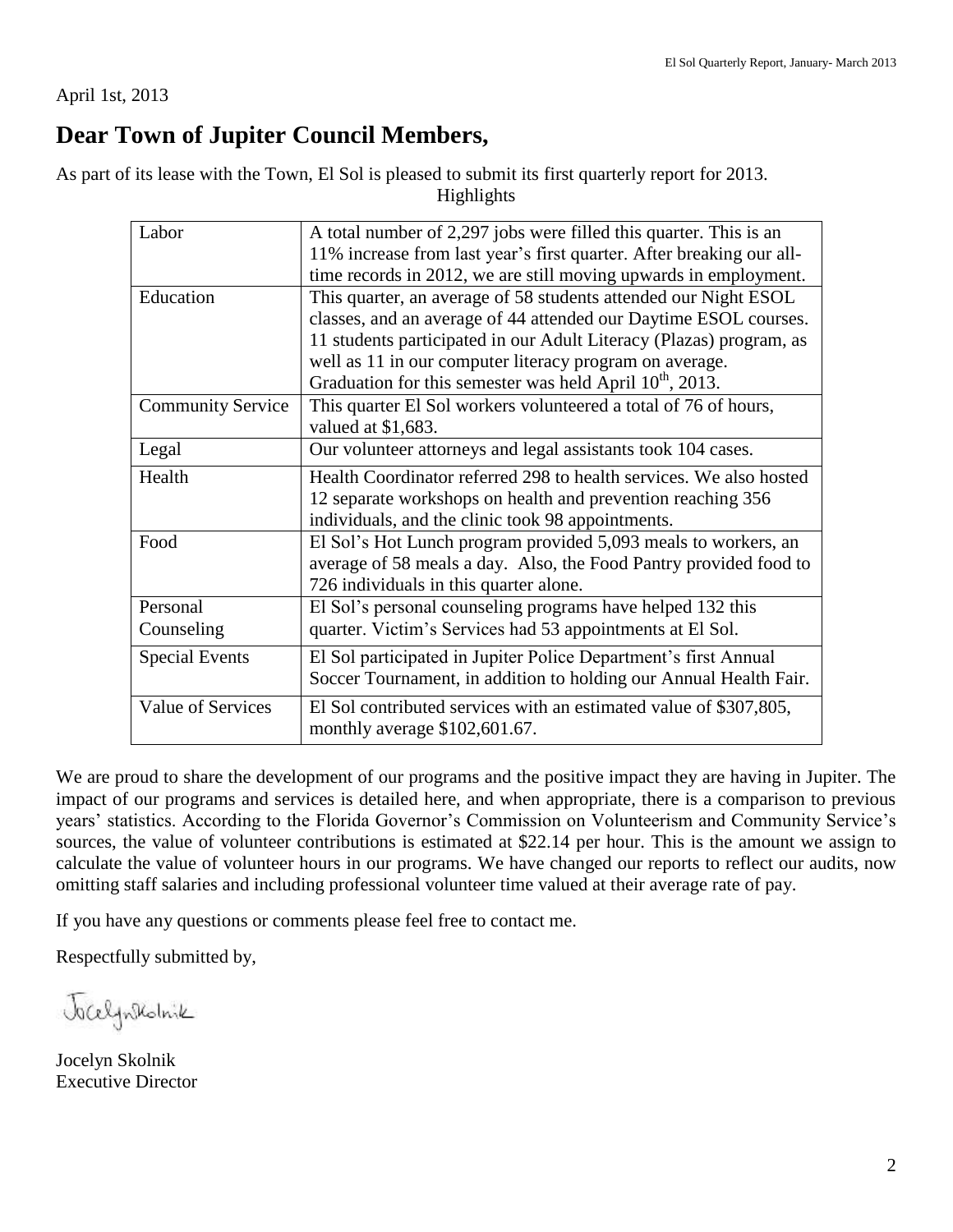April 1st, 2013

## Dear Town of Jupiter Council Members,

As part of its lease with the Town, El Sol is pleased to submit its first quarterly report for 2013.

Highlights

| | |
|---|---|
| Labor | A total number of 2,297 jobs were filled this quarter. This is an 11% increase from last year's first quarter. After breaking our all-time records in 2012, we are still moving upwards in employment. |
| Education | This quarter, an average of 58 students attended our Night ESOL classes, and an average of 44 attended our Daytime ESOL courses. 11 students participated in our Adult Literacy (Plazas) program, as well as 11 in our computer literacy program on average. Graduation for this semester was held April 10th, 2013. |
| Community Service | This quarter El Sol workers volunteered a total of 76 of hours, valued at $1,683. |
| Legal | Our volunteer attorneys and legal assistants took 104 cases. |
| Health | Health Coordinator referred 298 to health services. We also hosted 12 separate workshops on health and prevention reaching 356 individuals, and the clinic took 98 appointments. |
| Food | El Sol's Hot Lunch program provided 5,093 meals to workers, an average of 58 meals a day. Also, the Food Pantry provided food to 726 individuals in this quarter alone. |
| Personal Counseling | El Sol's personal counseling programs have helped 132 this quarter. Victim's Services had 53 appointments at El Sol. |
| Special Events | El Sol participated in Jupiter Police Department's first Annual Soccer Tournament, in addition to holding our Annual Health Fair. |
| Value of Services | El Sol contributed services with an estimated value of $307,805, monthly average $102,601.67. |

We are proud to share the development of our programs and the positive impact they are having in Jupiter. The impact of our programs and services is detailed here, and when appropriate, there is a comparison to previous years' statistics. According to the Florida Governor's Commission on Volunteerism and Community Service's sources, the value of volunteer contributions is estimated at $22.14 per hour. This is the amount we assign to calculate the value of volunteer hours in our programs. We have changed our reports to reflect our audits, now omitting staff salaries and including professional volunteer time valued at their average rate of pay.

If you have any questions or comments please feel free to contact me.

Respectfully submitted by,

Jocelyn Skolnik
Executive Director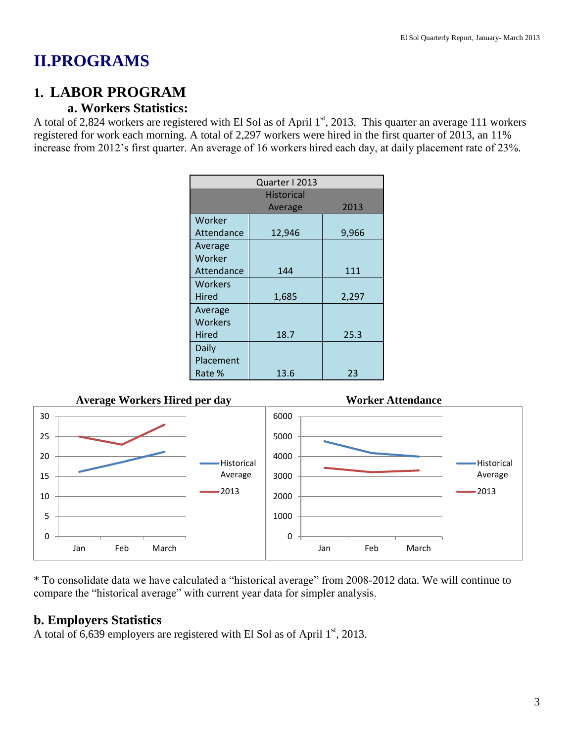# II.PROGRAMS

## 1. LABOR PROGRAM

### a. Workers Statistics:

A total of 2,824 workers are registered with El Sol as of April 1st, 2013. This quarter an average 111 workers registered for work each morning. A total of 2,297 workers were hired in the first quarter of 2013, an 11% increase from 2012's first quarter. An average of 16 workers hired each day, at daily placement rate of 23%.

| Quarter I 2013 | | |
|---|---|---|
| | Historical Average | 2013 |
| Worker Attendance | 12,946 | 9,966 |
| Average Worker Attendance | 144 | 111 |
| Workers Hired | 1,685 | 2,297 |
| Average Workers Hired | 18.7 | 25.3 |
| Daily Placement Rate % | 13.6 | 23 |

**Average Workers Hired per day**

**Worker Attendance**

* To consolidate data we have calculated a "historical average" from 2008-2012 data. We will continue to compare the "historical average" with current year data for simpler analysis.

### b. Employers Statistics

A total of 6,639 employers are registered with El Sol as of April 1st, 2013.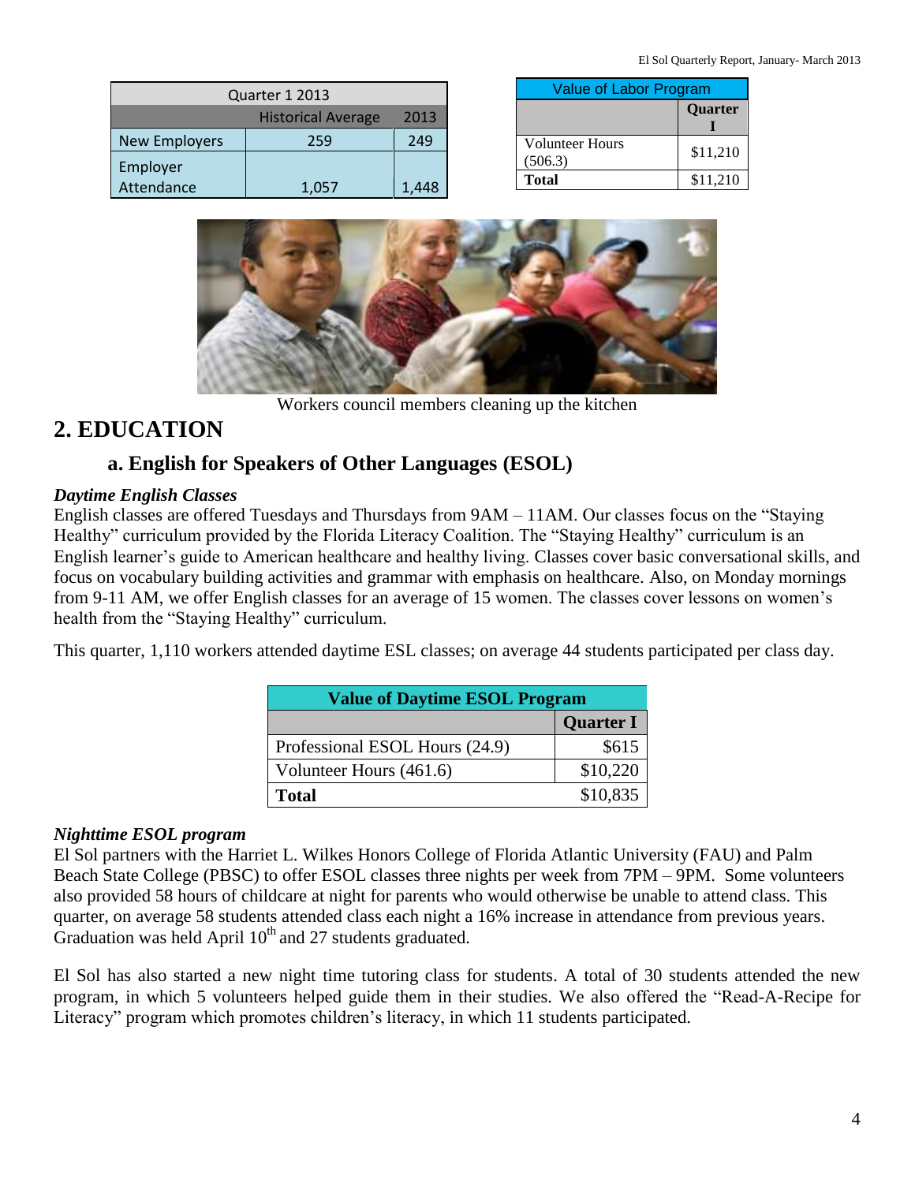| Quarter 1 2013 | | |
|---|---|---|
| | Historical Average | 2013 |
| New Employers | 259 | 249 |
| Employer Attendance | 1,057 | 1,448 |

| Value of Labor Program | |
|---|---|
| | Quarter I |
| Volunteer Hours (506.3) | $11,210 |
| **Total** | $11,210 |

Workers council members cleaning up the kitchen

# 2. EDUCATION

## a. English for Speakers of Other Languages (ESOL)

***Daytime English Classes***

English classes are offered Tuesdays and Thursdays from 9AM – 11AM. Our classes focus on the "Staying Healthy" curriculum provided by the Florida Literacy Coalition. The "Staying Healthy" curriculum is an English learner's guide to American healthcare and healthy living. Classes cover basic conversational skills, and focus on vocabulary building activities and grammar with emphasis on healthcare. Also, on Monday mornings from 9-11 AM, we offer English classes for an average of 15 women. The classes cover lessons on women's health from the "Staying Healthy" curriculum.

This quarter, 1,110 workers attended daytime ESL classes; on average 44 students participated per class day.

| Value of Daytime ESOL Program | |
|---|---|
| | **Quarter I** |
| Professional ESOL Hours (24.9) | $615 |
| Volunteer Hours (461.6) | $10,220 |
| **Total** | $10,835 |

***Nighttime ESOL program***

El Sol partners with the Harriet L. Wilkes Honors College of Florida Atlantic University (FAU) and Palm Beach State College (PBSC) to offer ESOL classes three nights per week from 7PM – 9PM. Some volunteers also provided 58 hours of childcare at night for parents who would otherwise be unable to attend class. This quarter, on average 58 students attended class each night a 16% increase in attendance from previous years. Graduation was held April 10th and 27 students graduated.

El Sol has also started a new night time tutoring class for students. A total of 30 students attended the new program, in which 5 volunteers helped guide them in their studies. We also offered the "Read-A-Recipe for Literacy" program which promotes children's literacy, in which 11 students participated.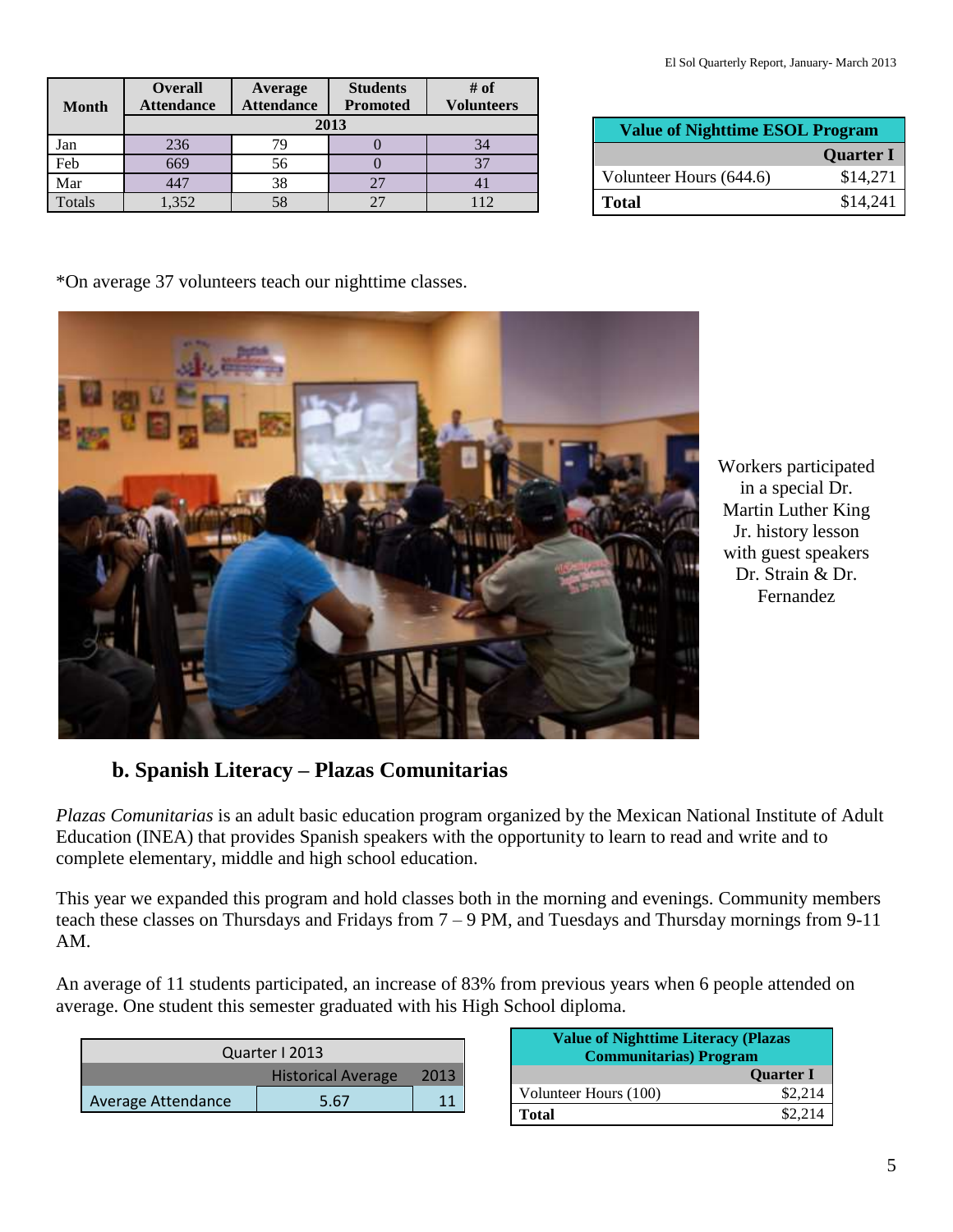| Month | Overall Attendance | Average Attendance | Students Promoted | # of Volunteers |
|---|---|---|---|---|
| | 2013 | | | |
| Jan | 236 | 79 | 0 | 34 |
| Feb | 669 | 56 | 0 | 37 |
| Mar | 447 | 38 | 27 | 41 |
| Totals | 1,352 | 58 | 27 | 112 |

| Value of Nighttime ESOL Program | |
|---|---|
| | Quarter I |
| Volunteer Hours (644.6) | $14,271 |
| **Total** | $14,241 |

*On average 37 volunteers teach our nighttime classes.

Workers participated in a special Dr. Martin Luther King Jr. history lesson with guest speakers Dr. Strain & Dr. Fernandez

## b. Spanish Literacy – Plazas Comunitarias

*Plazas Comunitarias* is an adult basic education program organized by the Mexican National Institute of Adult Education (INEA) that provides Spanish speakers with the opportunity to learn to read and write and to complete elementary, middle and high school education.

This year we expanded this program and hold classes both in the morning and evenings. Community members teach these classes on Thursdays and Fridays from 7 – 9 PM, and Tuesdays and Thursday mornings from 9-11 AM.

An average of 11 students participated, an increase of 83% from previous years when 6 people attended on average. One student this semester graduated with his High School diploma.

| Quarter I 2013 | | |
|---|---|---|
| | Historical Average | 2013 |
| Average Attendance | 5.67 | 11 |

| Value of Nighttime Literacy (Plazas Communitarias) Program | |
|---|---|
| | Quarter I |
| Volunteer Hours (100) | $2,214 |
| **Total** | $2,214 |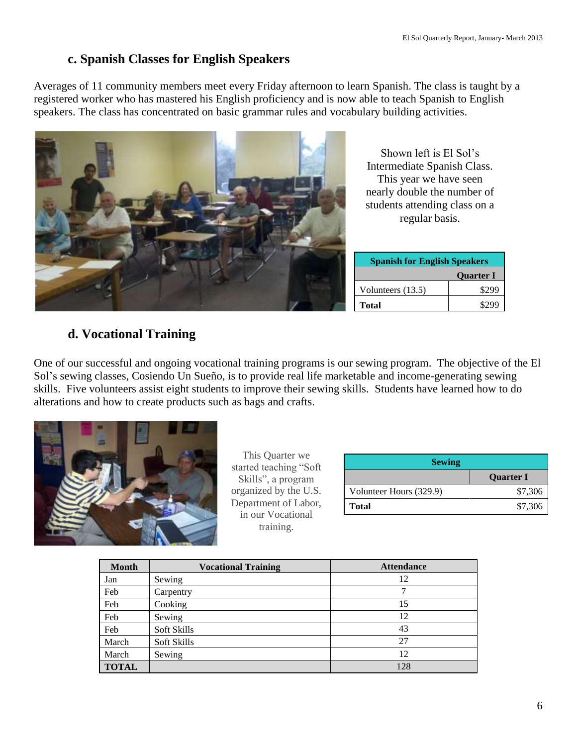### c. Spanish Classes for English Speakers

Averages of 11 community members meet every Friday afternoon to learn Spanish. The class is taught by a registered worker who has mastered his English proficiency and is now able to teach Spanish to English speakers. The class has concentrated on basic grammar rules and vocabulary building activities.

Shown left is El Sol's Intermediate Spanish Class. This year we have seen nearly double the number of students attending class on a regular basis.

| Spanish for English Speakers | |
|---|---|
| | **Quarter I** |
| Volunteers (13.5) | $299 |
| **Total** | $299 |

### d. Vocational Training

One of our successful and ongoing vocational training programs is our sewing program. The objective of the El Sol's sewing classes, Cosiendo Un Sueño, is to provide real life marketable and income-generating sewing skills. Five volunteers assist eight students to improve their sewing skills. Students have learned how to do alterations and how to create products such as bags and crafts.

This Quarter we started teaching "Soft Skills", a program organized by the U.S. Department of Labor, in our Vocational training.

| Sewing | |
|---|---|
| | **Quarter I** |
| Volunteer Hours (329.9) | $7,306 |
| **Total** | $7,306 |

| Month | Vocational Training | Attendance |
|---|---|---|
| Jan | Sewing | 12 |
| Feb | Carpentry | 7 |
| Feb | Cooking | 15 |
| Feb | Sewing | 12 |
| Feb | Soft Skills | 43 |
| March | Soft Skills | 27 |
| March | Sewing | 12 |
| **TOTAL** | | 128 |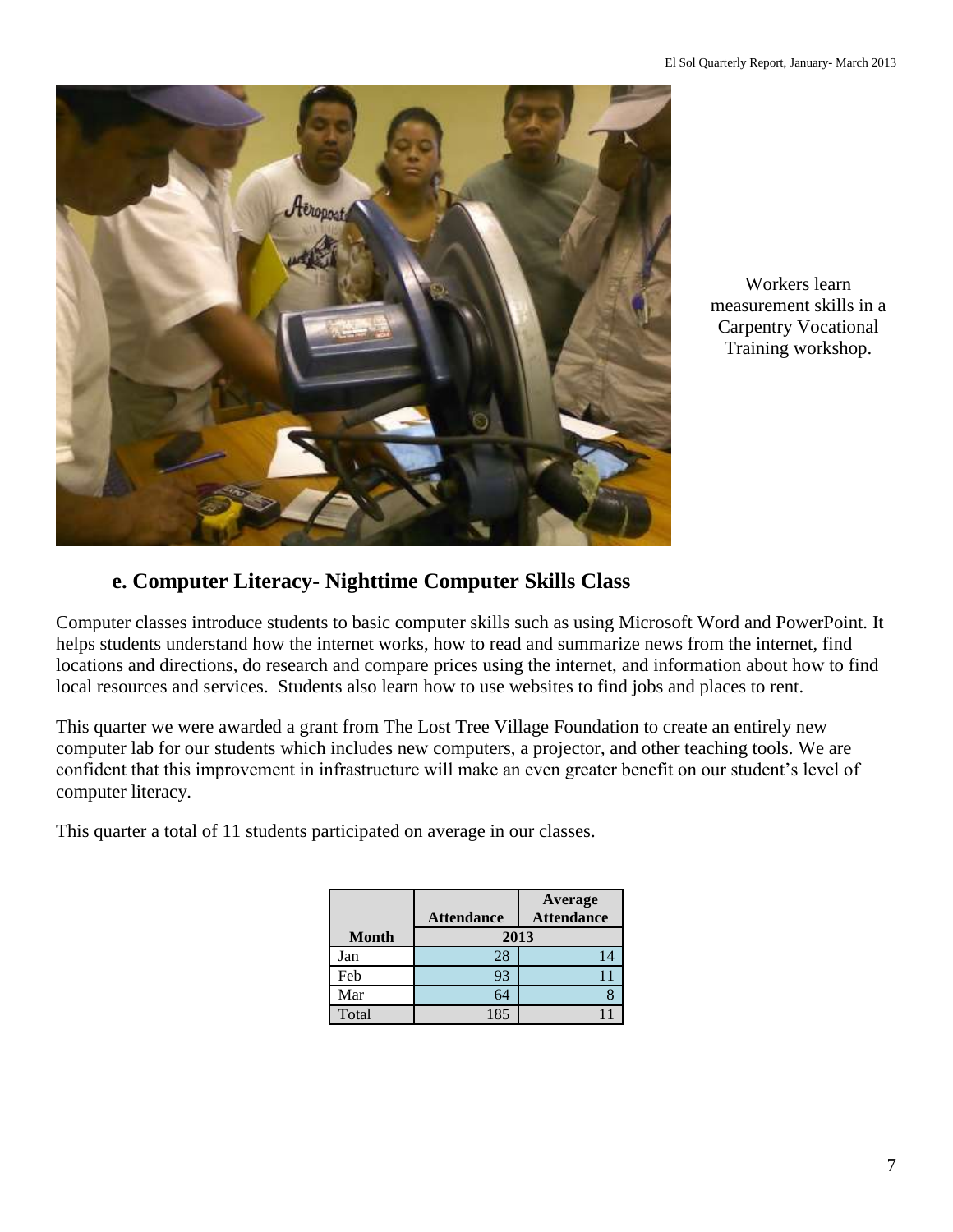Workers learn measurement skills in a Carpentry Vocational Training workshop.

### e. Computer Literacy- Nighttime Computer Skills Class

Computer classes introduce students to basic computer skills such as using Microsoft Word and PowerPoint. It helps students understand how the internet works, how to read and summarize news from the internet, find locations and directions, do research and compare prices using the internet, and information about how to find local resources and services. Students also learn how to use websites to find jobs and places to rent.

This quarter we were awarded a grant from The Lost Tree Village Foundation to create an entirely new computer lab for our students which includes new computers, a projector, and other teaching tools. We are confident that this improvement in infrastructure will make an even greater benefit on our student's level of computer literacy.

This quarter a total of 11 students participated on average in our classes.

| | Attendance | Average Attendance |
|---|---|---|
| **Month** | **2013** | |
| Jan | 28 | 14 |
| Feb | 93 | 11 |
| Mar | 64 | 8 |
| Total | 185 | 11 |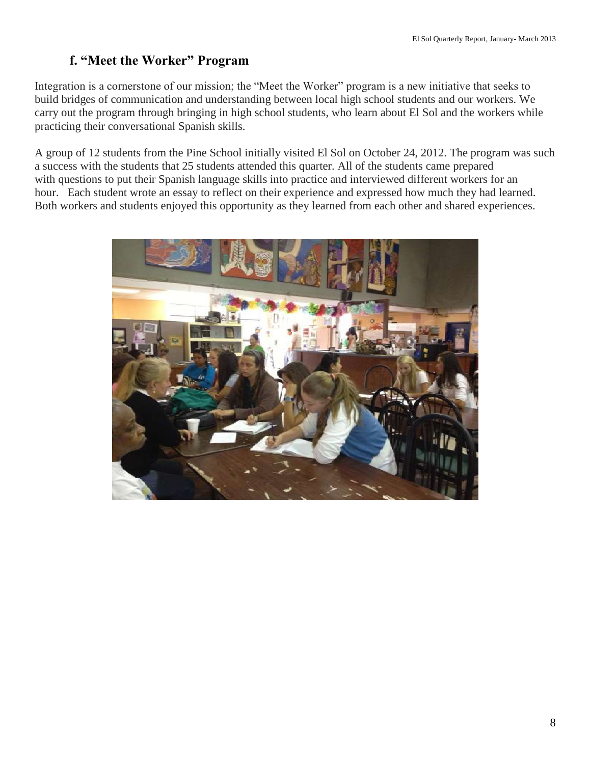## f. "Meet the Worker" Program

Integration is a cornerstone of our mission; the "Meet the Worker" program is a new initiative that seeks to build bridges of communication and understanding between local high school students and our workers. We carry out the program through bringing in high school students, who learn about El Sol and the workers while practicing their conversational Spanish skills.

A group of 12 students from the Pine School initially visited El Sol on October 24, 2012. The program was such a success with the students that 25 students attended this quarter. All of the students came prepared with questions to put their Spanish language skills into practice and interviewed different workers for an hour. Each student wrote an essay to reflect on their experience and expressed how much they had learned. Both workers and students enjoyed this opportunity as they learned from each other and shared experiences.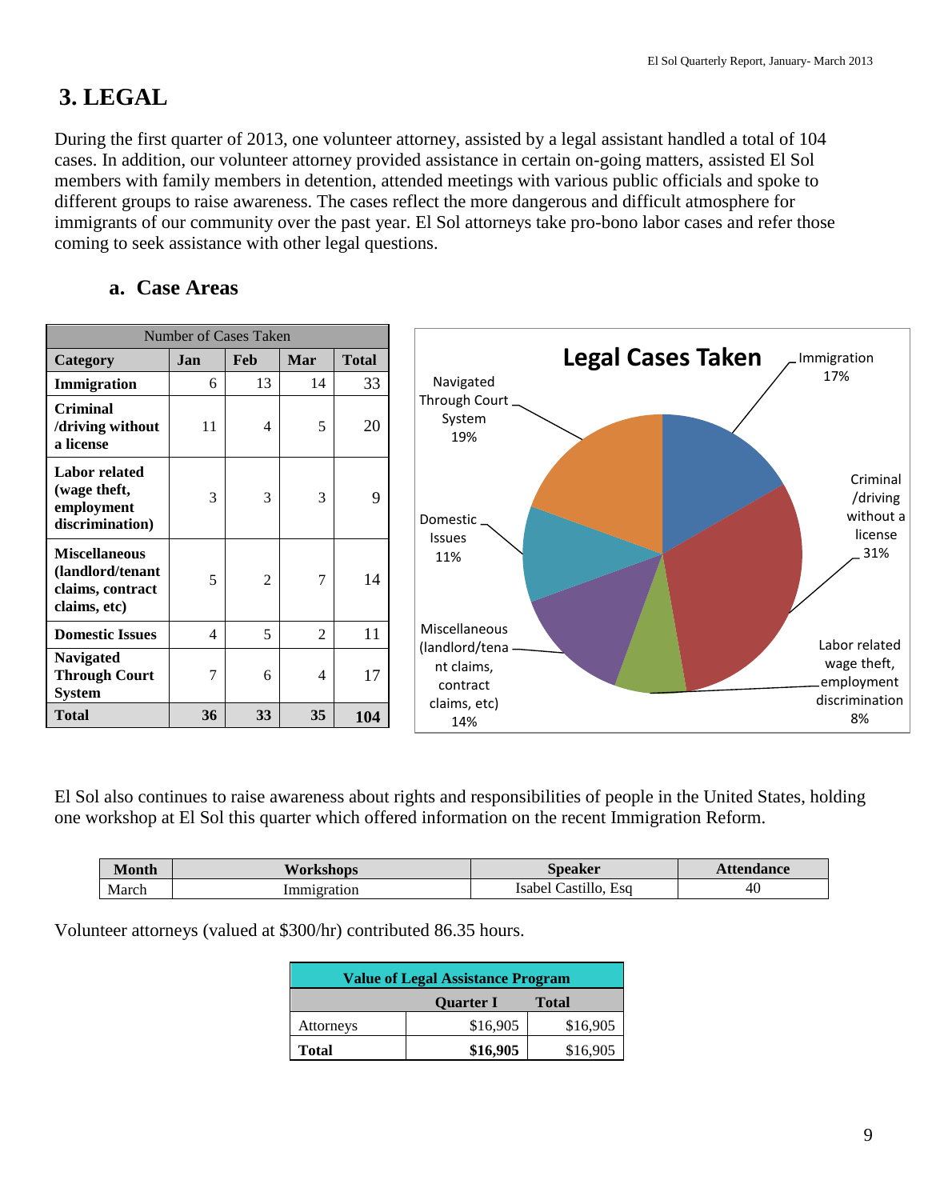## 3. LEGAL

During the first quarter of 2013, one volunteer attorney, assisted by a legal assistant handled a total of 104 cases. In addition, our volunteer attorney provided assistance in certain on-going matters, assisted El Sol members with family members in detention, attended meetings with various public officials and spoke to different groups to raise awareness. The cases reflect the more dangerous and difficult atmosphere for immigrants of our community over the past year. El Sol attorneys take pro-bono labor cases and refer those coming to seek assistance with other legal questions.

### a. Case Areas

| Number of Cases Taken | | | | |
|---|---|---|---|---|
| **Category** | **Jan** | **Feb** | **Mar** | **Total** |
| **Immigration** | 6 | 13 | 14 | 33 |
| **Criminal /driving without a license** | 11 | 4 | 5 | 20 |
| **Labor related (wage theft, employment discrimination)** | 3 | 3 | 3 | 9 |
| **Miscellaneous (landlord/tenant claims, contract claims, etc)** | 5 | 2 | 7 | 14 |
| **Domestic Issues** | 4 | 5 | 2 | 11 |
| **Navigated Through Court System** | 7 | 6 | 4 | 17 |
| **Total** | **36** | **33** | **35** | **104** |

**Legal Cases Taken**

- Immigration 17%
- Criminal /driving without a license 31%
- Labor related wage theft, employment discrimination 8%
- Miscellaneous (landlord/tenant claims, contract claims, etc) 14%
- Domestic Issues 11%
- Navigated Through Court System 19%

El Sol also continues to raise awareness about rights and responsibilities of people in the United States, holding one workshop at El Sol this quarter which offered information on the recent Immigration Reform.

| Month | Workshops | Speaker | Attendance |
|---|---|---|---|
| March | Immigration | Isabel Castillo, Esq | 40 |

Volunteer attorneys (valued at $300/hr) contributed 86.35 hours.

| Value of Legal Assistance Program | | |
|---|---|---|
| | **Quarter I** | **Total** |
| Attorneys | $16,905 | $16,905 |
| **Total** | **$16,905** | $16,905 |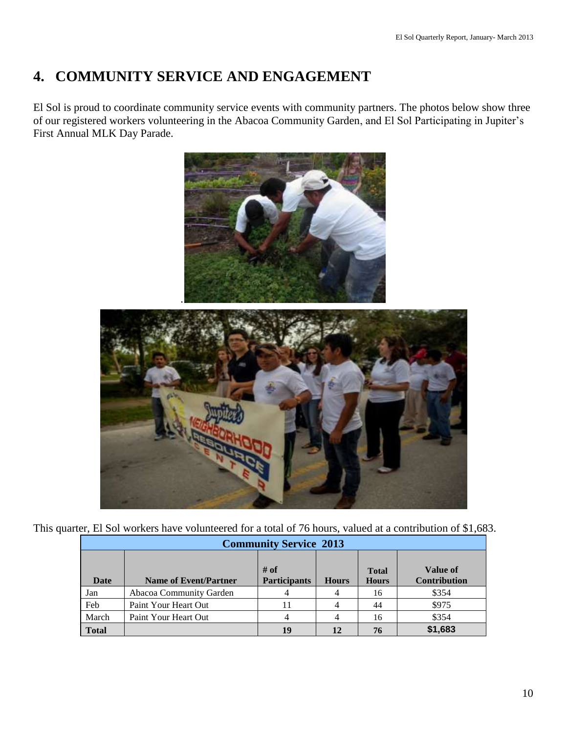# 4. COMMUNITY SERVICE AND ENGAGEMENT

El Sol is proud to coordinate community service events with community partners. The photos below show three of our registered workers volunteering in the Abacoa Community Garden, and El Sol Participating in Jupiter's First Annual MLK Day Parade.

This quarter, El Sol workers have volunteered for a total of 76 hours, valued at a contribution of $1,683.

| Community Service 2013 | | | | | |
|---|---|---|---|---|---|
| **Date** | **Name of Event/Partner** | **# of Participants** | **Hours** | **Total Hours** | **Value of Contribution** |
| Jan | Abacoa Community Garden | 4 | 4 | 16 | $354 |
| Feb | Paint Your Heart Out | 11 | 4 | 44 | $975 |
| March | Paint Your Heart Out | 4 | 4 | 16 | $354 |
| **Total** | | **19** | **12** | **76** | **$1,683** |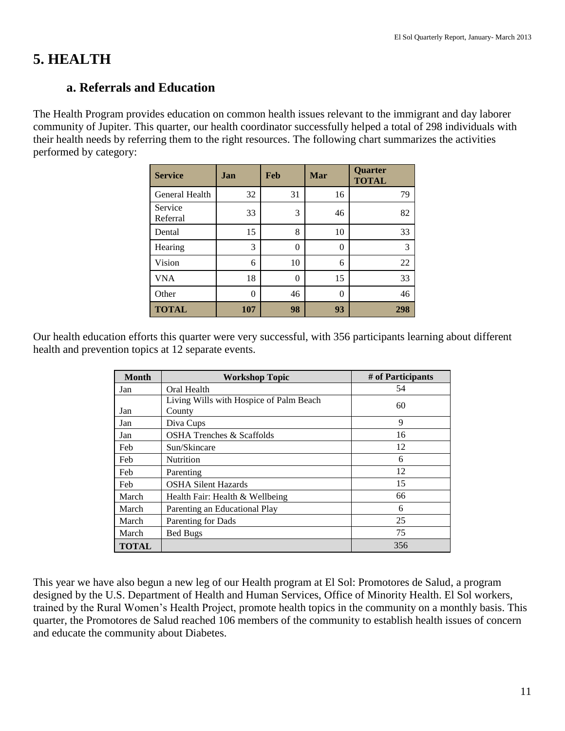# 5. HEALTH

## a. Referrals and Education

The Health Program provides education on common health issues relevant to the immigrant and day laborer community of Jupiter. This quarter, our health coordinator successfully helped a total of 298 individuals with their health needs by referring them to the right resources. The following chart summarizes the activities performed by category:

| Service | Jan | Feb | Mar | Quarter TOTAL |
|---|---|---|---|---|
| General Health | 32 | 31 | 16 | 79 |
| Service Referral | 33 | 3 | 46 | 82 |
| Dental | 15 | 8 | 10 | 33 |
| Hearing | 3 | 0 | 0 | 3 |
| Vision | 6 | 10 | 6 | 22 |
| VNA | 18 | 0 | 15 | 33 |
| Other | 0 | 46 | 0 | 46 |
| **TOTAL** | **107** | **98** | **93** | **298** |

Our health education efforts this quarter were very successful, with 356 participants learning about different health and prevention topics at 12 separate events.

| Month | Workshop Topic | # of Participants |
|---|---|---|
| Jan | Oral Health | 54 |
| Jan | Living Wills with Hospice of Palm Beach County | 60 |
| Jan | Diva Cups | 9 |
| Jan | OSHA Trenches & Scaffolds | 16 |
| Feb | Sun/Skincare | 12 |
| Feb | Nutrition | 6 |
| Feb | Parenting | 12 |
| Feb | OSHA Silent Hazards | 15 |
| March | Health Fair: Health & Wellbeing | 66 |
| March | Parenting an Educational Play | 6 |
| March | Parenting for Dads | 25 |
| March | Bed Bugs | 75 |
| **TOTAL** | | 356 |

This year we have also begun a new leg of our Health program at El Sol: Promotores de Salud, a program designed by the U.S. Department of Health and Human Services, Office of Minority Health. El Sol workers, trained by the Rural Women's Health Project, promote health topics in the community on a monthly basis. This quarter, the Promotores de Salud reached 106 members of the community to establish health issues of concern and educate the community about Diabetes.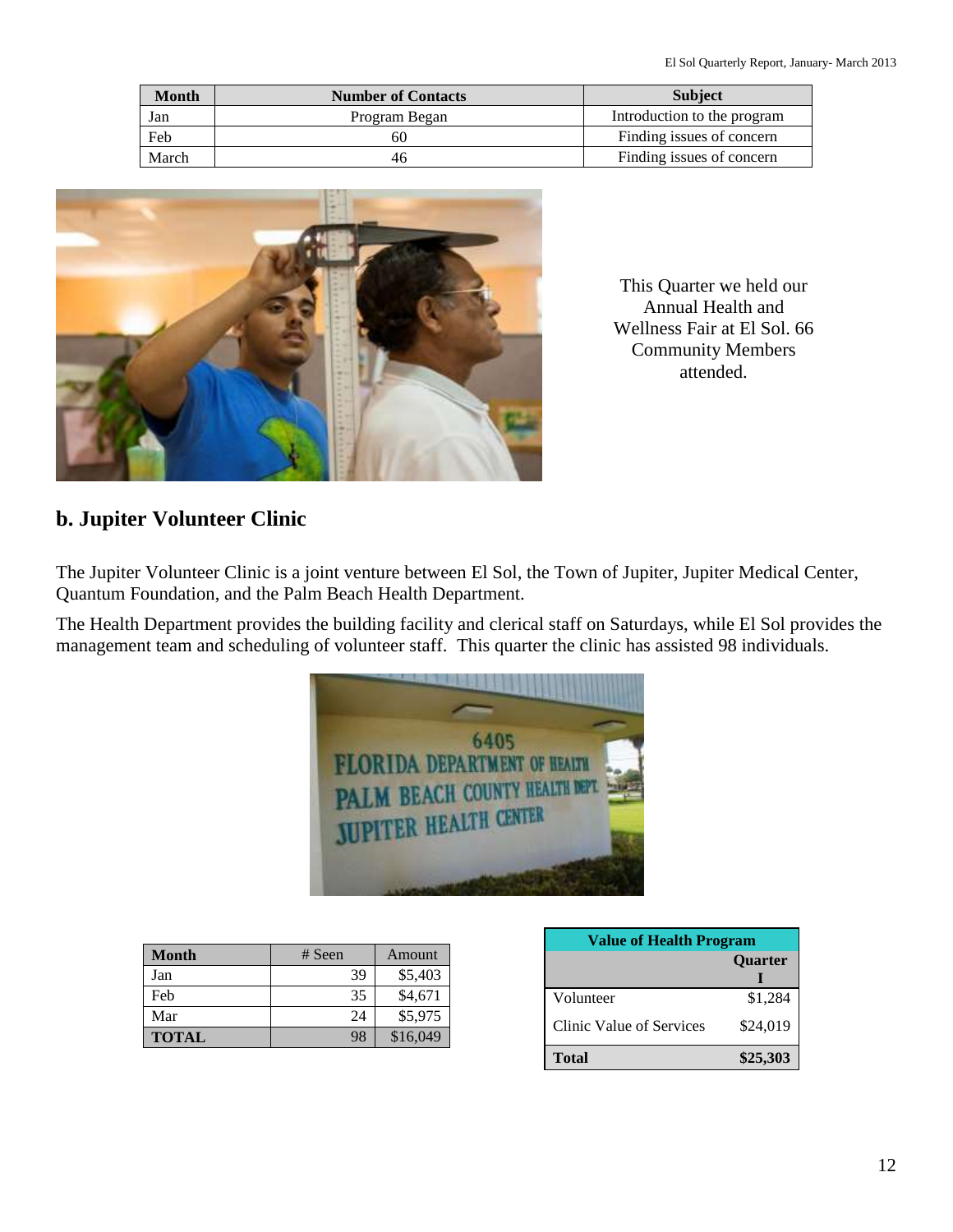| Month | Number of Contacts | Subject |
|---|---|---|
| Jan | Program Began | Introduction to the program |
| Feb | 60 | Finding issues of concern |
| March | 46 | Finding issues of concern |

This Quarter we held our Annual Health and Wellness Fair at El Sol. 66 Community Members attended.

## b. Jupiter Volunteer Clinic

The Jupiter Volunteer Clinic is a joint venture between El Sol, the Town of Jupiter, Jupiter Medical Center, Quantum Foundation, and the Palm Beach Health Department.

The Health Department provides the building facility and clerical staff on Saturdays, while El Sol provides the management team and scheduling of volunteer staff. This quarter the clinic has assisted 98 individuals.

| Month | # Seen | Amount |
|---|---|---|
| Jan | 39 | $5,403 |
| Feb | 35 | $4,671 |
| Mar | 24 | $5,975 |
| **TOTAL** | 98 | $16,049 |

| Value of Health Program | |
|---|---|
| | **Quarter I** |
| Volunteer | $1,284 |
| Clinic Value of Services | $24,019 |
| **Total** | **$25,303** |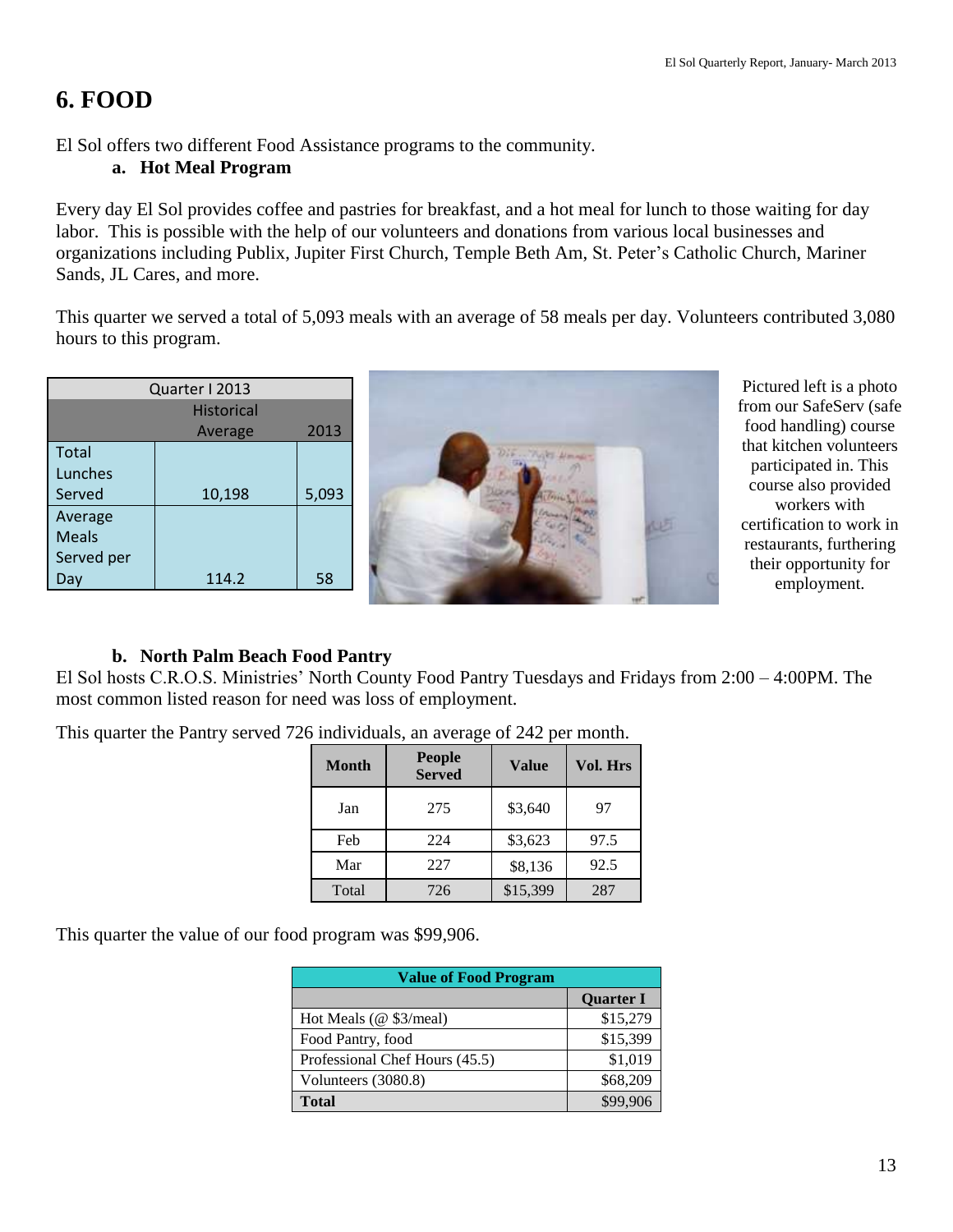# 6. FOOD

El Sol offers two different Food Assistance programs to the community.

### a. Hot Meal Program

Every day El Sol provides coffee and pastries for breakfast, and a hot meal for lunch to those waiting for day labor. This is possible with the help of our volunteers and donations from various local businesses and organizations including Publix, Jupiter First Church, Temple Beth Am, St. Peter's Catholic Church, Mariner Sands, JL Cares, and more.

This quarter we served a total of 5,093 meals with an average of 58 meals per day. Volunteers contributed 3,080 hours to this program.

| Quarter I 2013 | | |
|---|---|---|
| | Historical Average | 2013 |
| Total Lunches Served | 10,198 | 5,093 |
| Average Meals Served per Day | 114.2 | 58 |

Pictured left is a photo from our SafeServ (safe food handling) course that kitchen volunteers participated in. This course also provided workers with certification to work in restaurants, furthering their opportunity for employment.

### b. North Palm Beach Food Pantry

El Sol hosts C.R.O.S. Ministries' North County Food Pantry Tuesdays and Fridays from 2:00 – 4:00PM. The most common listed reason for need was loss of employment.

This quarter the Pantry served 726 individuals, an average of 242 per month.

| Month | People Served | Value | Vol. Hrs |
|---|---|---|---|
| Jan | 275 | $3,640 | 97 |
| Feb | 224 | $3,623 | 97.5 |
| Mar | 227 | $8,136 | 92.5 |
| Total | 726 | $15,399 | 287 |

This quarter the value of our food program was $99,906.

| Value of Food Program | |
|---|---|
| | Quarter I |
| Hot Meals (@ $3/meal) | $15,279 |
| Food Pantry, food | $15,399 |
| Professional Chef Hours (45.5) | $1,019 |
| Volunteers (3080.8) | $68,209 |
| **Total** | $99,906 |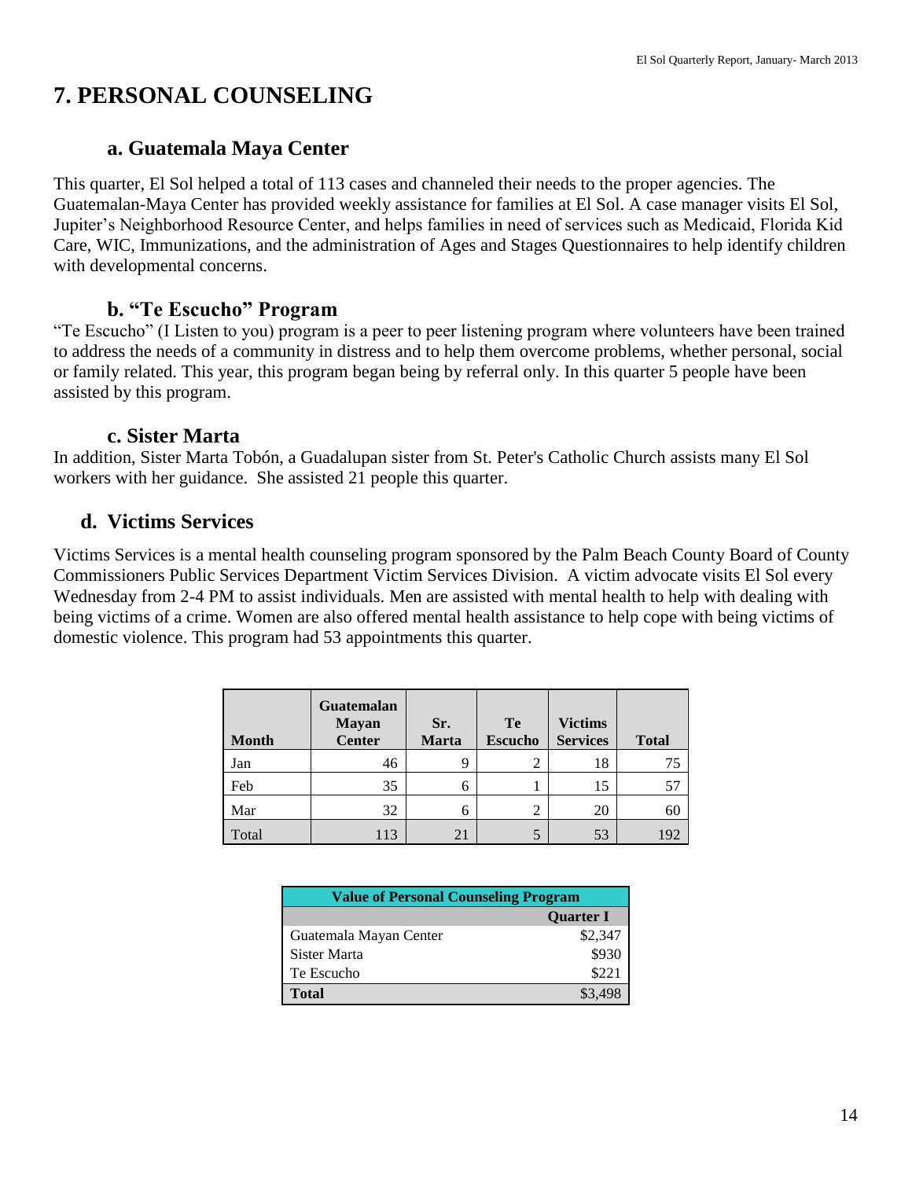# 7. PERSONAL COUNSELING

## a. Guatemala Maya Center

This quarter, El Sol helped a total of 113 cases and channeled their needs to the proper agencies. The Guatemalan-Maya Center has provided weekly assistance for families at El Sol. A case manager visits El Sol, Jupiter's Neighborhood Resource Center, and helps families in need of services such as Medicaid, Florida Kid Care, WIC, Immunizations, and the administration of Ages and Stages Questionnaires to help identify children with developmental concerns.

## b. "Te Escucho" Program

"Te Escucho" (I Listen to you) program is a peer to peer listening program where volunteers have been trained to address the needs of a community in distress and to help them overcome problems, whether personal, social or family related. This year, this program began being by referral only. In this quarter 5 people have been assisted by this program.

## c. Sister Marta

In addition, Sister Marta Tobón, a Guadalupan sister from St. Peter's Catholic Church assists many El Sol workers with her guidance. She assisted 21 people this quarter.

## d. Victims Services

Victims Services is a mental health counseling program sponsored by the Palm Beach County Board of County Commissioners Public Services Department Victim Services Division. A victim advocate visits El Sol every Wednesday from 2-4 PM to assist individuals. Men are assisted with mental health to help with dealing with being victims of a crime. Women are also offered mental health assistance to help cope with being victims of domestic violence. This program had 53 appointments this quarter.

| Month | Guatemalan Mayan Center | Sr. Marta | Te Escucho | Victims Services | Total |
|---|---|---|---|---|---|
| Jan | 46 | 9 | 2 | 18 | 75 |
| Feb | 35 | 6 | 1 | 15 | 57 |
| Mar | 32 | 6 | 2 | 20 | 60 |
| Total | 113 | 21 | 5 | 53 | 192 |

| Value of Personal Counseling Program | |
|---|---|
| | **Quarter I** |
| Guatemala Mayan Center | $2,347 |
| Sister Marta | $930 |
| Te Escucho | $221 |
| **Total** | $3,498 |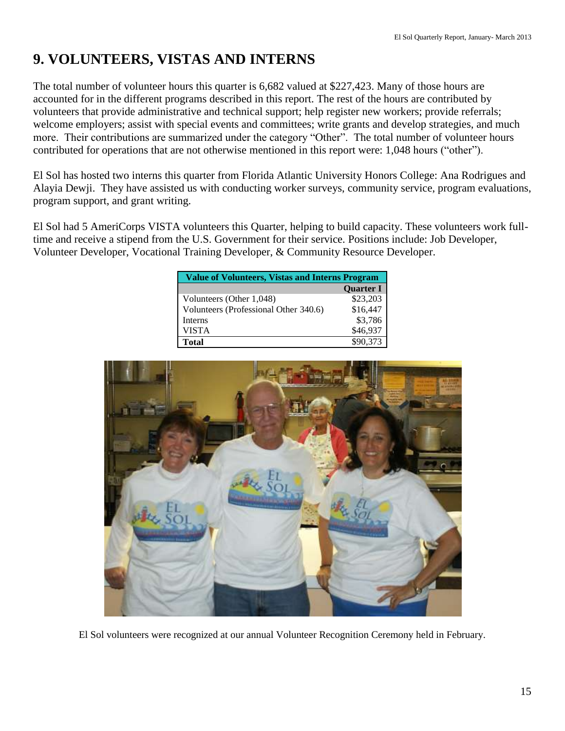# 9. VOLUNTEERS, VISTAS AND INTERNS

The total number of volunteer hours this quarter is 6,682 valued at $227,423. Many of those hours are accounted for in the different programs described in this report. The rest of the hours are contributed by volunteers that provide administrative and technical support; help register new workers; provide referrals; welcome employers; assist with special events and committees; write grants and develop strategies, and much more. Their contributions are summarized under the category "Other". The total number of volunteer hours contributed for operations that are not otherwise mentioned in this report were: 1,048 hours ("other").

El Sol has hosted two interns this quarter from Florida Atlantic University Honors College: Ana Rodrigues and Alayia Dewji. They have assisted us with conducting worker surveys, community service, program evaluations, program support, and grant writing.

El Sol had 5 AmeriCorps VISTA volunteers this Quarter, helping to build capacity. These volunteers work full-time and receive a stipend from the U.S. Government for their service. Positions include: Job Developer, Volunteer Developer, Vocational Training Developer, & Community Resource Developer.

| Value of Volunteers, Vistas and Interns Program | |
|---|---|
| | **Quarter I** |
| Volunteers (Other 1,048) | $23,203 |
| Volunteers (Professional Other 340.6) | $16,447 |
| Interns | $3,786 |
| VISTA | $46,937 |
| **Total** | $90,373 |

El Sol volunteers were recognized at our annual Volunteer Recognition Ceremony held in February.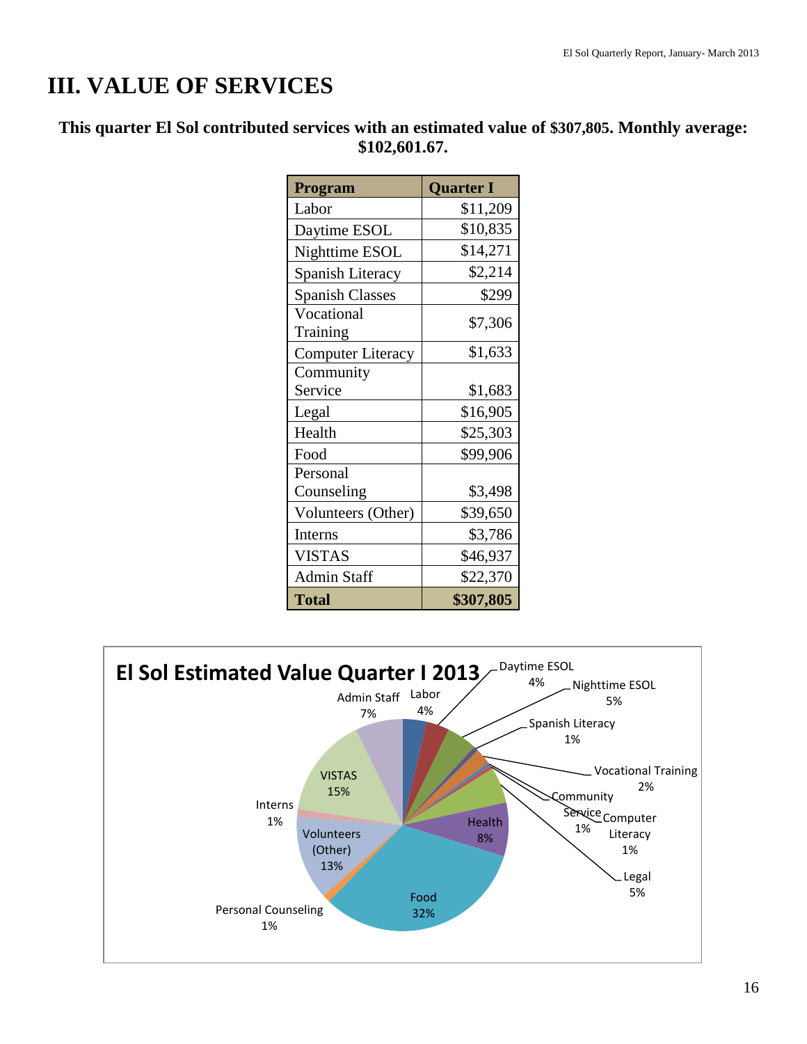# III. VALUE OF SERVICES

**This quarter El Sol contributed services with an estimated value of $307,805. Monthly average: $102,601.67.**

| Program | Quarter I |
|---|---|
| Labor | $11,209 |
| Daytime ESOL | $10,835 |
| Nighttime ESOL | $14,271 |
| Spanish Literacy | $2,214 |
| Spanish Classes | $299 |
| Vocational Training | $7,306 |
| Computer Literacy | $1,633 |
| Community Service | $1,683 |
| Legal | $16,905 |
| Health | $25,303 |
| Food | $99,906 |
| Personal Counseling | $3,498 |
| Volunteers (Other) | $39,650 |
| Interns | $3,786 |
| VISTAS | $46,937 |
| Admin Staff | $22,370 |
| **Total** | **$307,805** |

El Sol Estimated Value Quarter I 2013

Labor 4%
Daytime ESOL 4%
Nighttime ESOL 5%
Spanish Literacy 1%
Vocational Training 2%
Community Service 1%
Computer Literacy 1%
Legal 5%
Health 8%
Food 32%
Personal Counseling 1%
Volunteers (Other) 13%
Interns 1%
VISTAS 15%
Admin Staff 7%